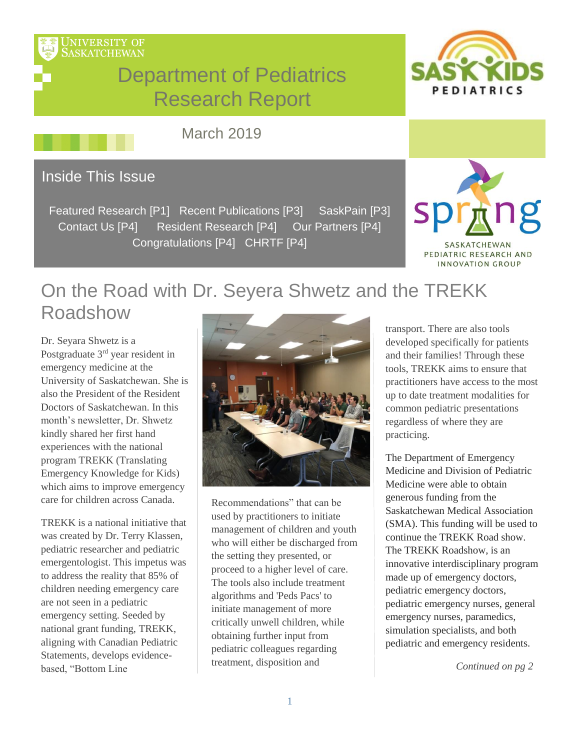University of Saskatchewan

# Department of Pediatrics Research Report

SASKKIDS PEDIATRICS

March 2019

## Inside This Issue

Featured Research [P1] Recent Publications [P3] SaskPain [P3] Contact Us [P4] Resident Research [P4] Our Partners [P4] Congratulations [P4] CHRTF [P4]

spring SASKATCHEWAN PEDIATRIC RESEARCH AND INNOVATION GROUP

## On the Road with Dr. Seyera Shwetz and the TREKK Roadshow

Dr. Seyara Shwetz is a Postgraduate 3rd year resident in emergency medicine at the University of Saskatchewan. She is also the President of the Resident Doctors of Saskatchewan. In this month's newsletter, Dr. Shwetz kindly shared her first hand experiences with the national program TREKK (Translating Emergency Knowledge for Kids) which aims to improve emergency care for children across Canada.

TREKK is a national initiative that was created by Dr. Terry Klassen, pediatric researcher and pediatric emergentologist. This impetus was to address the reality that 85% of children needing emergency care are not seen in a pediatric emergency setting. Seeded by national grant funding, TREKK, aligning with Canadian Pediatric Statements, develops evidence-based, "Bottom Line Recommendations" that can be used by practitioners to initiate management of children and youth who will either be discharged from the setting they presented, or proceed to a higher level of care. The tools also include treatment algorithms and 'Peds Pacs' to initiate management of more critically unwell children, while obtaining further input from pediatric colleagues regarding treatment, disposition and transport. There are also tools developed specifically for patients and their families! Through these tools, TREKK aims to ensure that practitioners have access to the most up to date treatment modalities for common pediatric presentations regardless of where they are practicing.

The Department of Emergency Medicine and Division of Pediatric Medicine were able to obtain generous funding from the Saskatchewan Medical Association (SMA). This funding will be used to continue the TREKK Road show. The TREKK Roadshow, is an innovative interdisciplinary program made up of emergency doctors, pediatric emergency doctors, pediatric emergency nurses, general emergency nurses, paramedics, simulation specialists, and both pediatric and emergency residents.

*Continued on pg 2*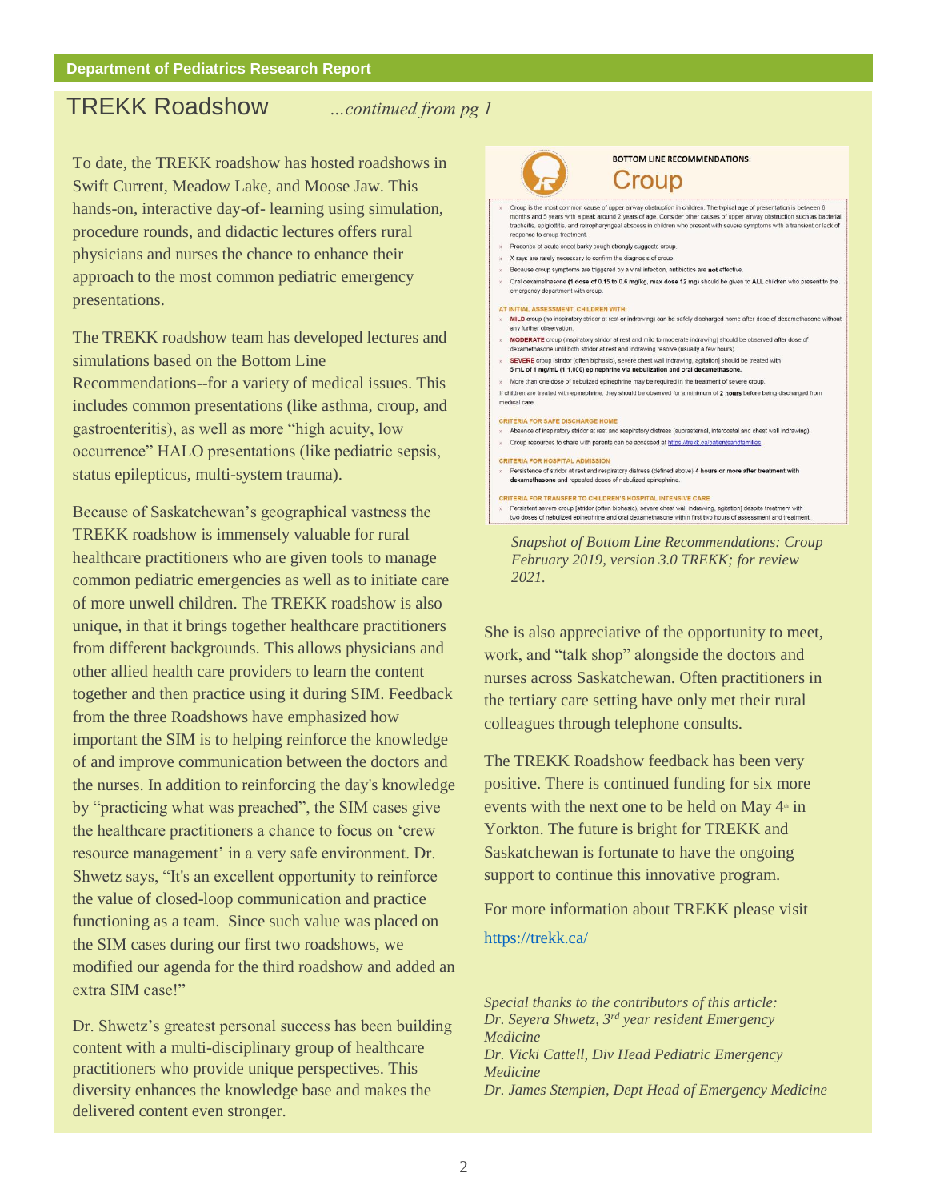## TREKK Roadshow

*...continued from pg 1*

To date, the TREKK roadshow has hosted roadshows in Swift Current, Meadow Lake, and Moose Jaw. This hands-on, interactive day-of- learning using simulation, procedure rounds, and didactic lectures offers rural physicians and nurses the chance to enhance their approach to the most common pediatric emergency presentations.

The TREKK roadshow team has developed lectures and simulations based on the Bottom Line Recommendations--for a variety of medical issues. This includes common presentations (like asthma, croup, and gastroenteritis), as well as more "high acuity, low occurrence" HALO presentations (like pediatric sepsis, status epilepticus, multi-system trauma).

Because of Saskatchewan's geographical vastness the TREKK roadshow is immensely valuable for rural healthcare practitioners who are given tools to manage common pediatric emergencies as well as to initiate care of more unwell children. The TREKK roadshow is also unique, in that it brings together healthcare practitioners from different backgrounds. This allows physicians and other allied health care providers to learn the content together and then practice using it during SIM. Feedback from the three Roadshows have emphasized how important the SIM is to helping reinforce the knowledge of and improve communication between the doctors and the nurses. In addition to reinforcing the day's knowledge by "practicing what was preached", the SIM cases give the healthcare practitioners a chance to focus on 'crew resource management' in a very safe environment. Dr. Shwetz says, "It's an excellent opportunity to reinforce the value of closed-loop communication and practice functioning as a team. Since such value was placed on the SIM cases during our first two roadshows, we modified our agenda for the third roadshow and added an extra SIM case!"

Dr. Shwetz's greatest personal success has been building content with a multi-disciplinary group of healthcare practitioners who provide unique perspectives. This diversity enhances the knowledge base and makes the delivered content even stronger.

**BOTTOM LINE RECOMMENDATIONS:**

**Croup**

- Croup is the most common cause of upper airway obstruction in children. The typical age of presentation is between 6 months and 5 years with a peak around 2 years of age. Consider other causes of upper airway obstruction such as bacterial tracheitis, epiglottitis, and retropharyngeal abscess in children who present with severe symptoms with a transient or lack of response to croup treatment.
- Presence of acute onset barky cough strongly suggests croup.
- X-rays are rarely necessary to confirm the diagnosis of croup.
- Because croup symptoms are triggered by a viral infection, antibiotics are **not** effective.
- Oral dexamethasone **(1 dose of 0.15 to 0.6 mg/kg, max dose 12 mg)** should be given to **ALL** children who present to the emergency department with croup.

**AT INITIAL ASSESSMENT, CHILDREN WITH:**

- **MILD** croup (no inspiratory stridor at rest or indrawing) can be safely discharged home after dose of dexamethasone without any further observation.
- **MODERATE** croup (inspiratory stridor at rest and mild to moderate indrawing) should be observed after dose of dexamethasone until both stridor at rest and indrawing resolve (usually a few hours).
- **SEVERE** croup [stridor (often biphasic), severe chest wall indrawing, agitation] should be treated with **5 mL of 1 mg/mL (1:1,000) epinephrine via nebulization and oral dexamethasone.**
- More than one dose of nebulized epinephrine may be required in the treatment of severe croup.

If children are treated with epinephrine, they should be observed for a minimum of **2 hours** before being discharged from medical care.

**CRITERIA FOR SAFE DISCHARGE HOME**

- Absence of inspiratory stridor at rest and respiratory distress (suprasternal, intercostal and chest wall indrawing).
- Croup resources to share with parents can be accessed at https://trekk.ca/patientsandfamilies

**CRITERIA FOR HOSPITAL ADMISSION**

- Persistence of stridor at rest and respiratory distress (defined above) **4 hours or more after treatment with dexamethasone** and repeated doses of nebulized epinephrine.

**CRITERIA FOR TRANSFER TO CHILDREN'S HOSPITAL INTENSIVE CARE**

- Persistent severe croup [stridor (often biphasic), severe chest wall indrawing, agitation] despite treatment with two doses of nebulized epinephrine and oral dexamethasone within first two hours of assessment and treatment.

*Snapshot of Bottom Line Recommendations: Croup February 2019, version 3.0 TREKK; for review 2021.*

She is also appreciative of the opportunity to meet, work, and "talk shop" alongside the doctors and nurses across Saskatchewan. Often practitioners in the tertiary care setting have only met their rural colleagues through telephone consults.

The TREKK Roadshow feedback has been very positive. There is continued funding for six more events with the next one to be held on May 4th in Yorkton. The future is bright for TREKK and Saskatchewan is fortunate to have the ongoing support to continue this innovative program.

For more information about TREKK please visit https://trekk.ca/

*Special thanks to the contributors of this article:*
*Dr. Seyera Shwetz, 3rd year resident Emergency Medicine*
*Dr. Vicki Cattell, Div Head Pediatric Emergency Medicine*
*Dr. James Stempien, Dept Head of Emergency Medicine*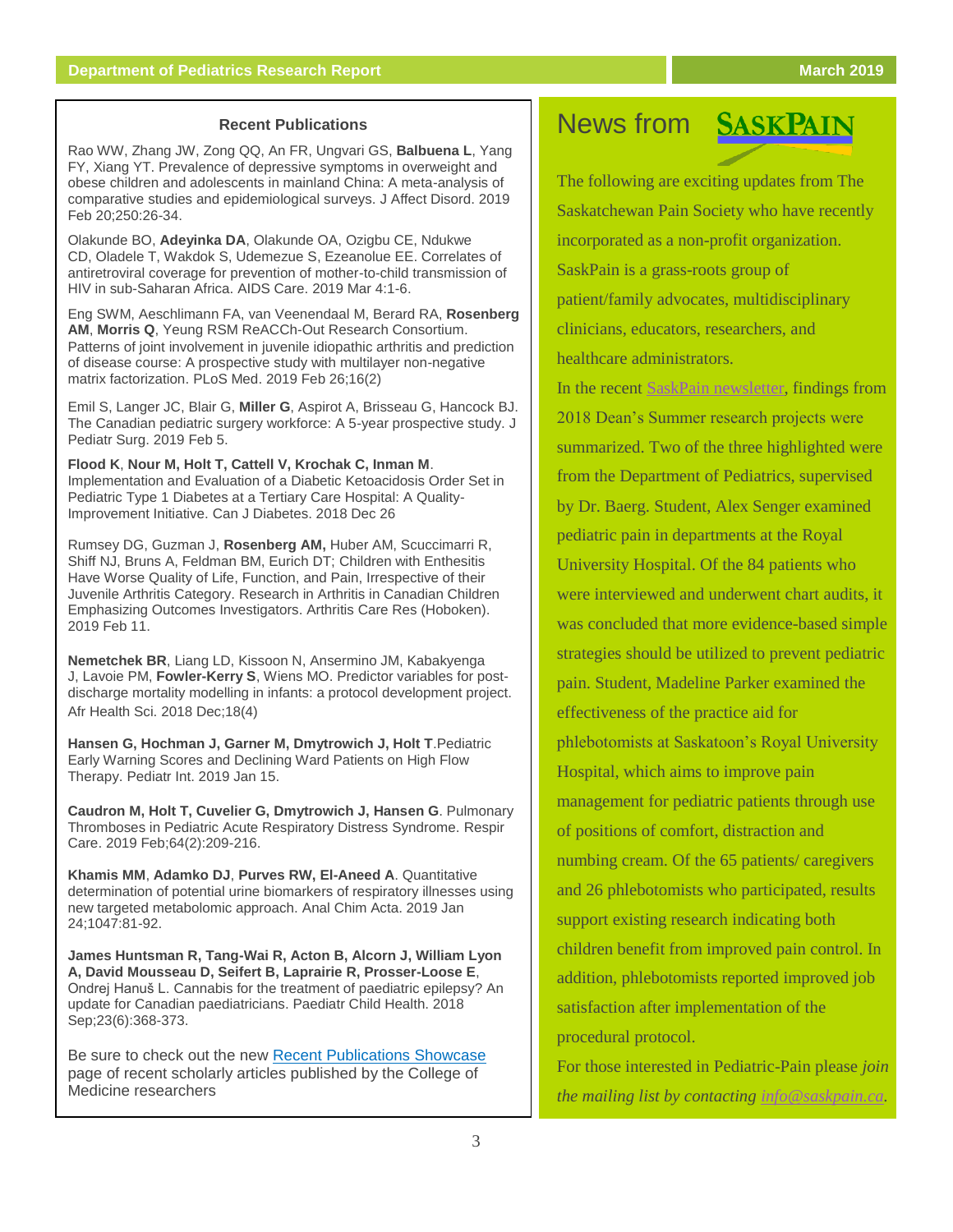## Recent Publications

Rao WW, Zhang JW, Zong QQ, An FR, Ungvari GS, **Balbuena L**, Yang FY, Xiang YT. Prevalence of depressive symptoms in overweight and obese children and adolescents in mainland China: A meta-analysis of comparative studies and epidemiological surveys. J Affect Disord. 2019 Feb 20;250:26-34.

Olakunde BO, **Adeyinka DA**, Olakunde OA, Ozigbu CE, Ndukwe CD, Oladele T, Wakdok S, Udemezue S, Ezeanolue EE. Correlates of antiretroviral coverage for prevention of mother-to-child transmission of HIV in sub-Saharan Africa. AIDS Care. 2019 Mar 4:1-6.

Eng SWM, Aeschlimann FA, van Veenendaal M, Berard RA, **Rosenberg AM**, **Morris Q**, Yeung RSM ReACCh-Out Research Consortium. Patterns of joint involvement in juvenile idiopathic arthritis and prediction of disease course: A prospective study with multilayer non-negative matrix factorization. PLoS Med. 2019 Feb 26;16(2)

Emil S, Langer JC, Blair G, **Miller G**, Aspirot A, Brisseau G, Hancock BJ. The Canadian pediatric surgery workforce: A 5-year prospective study. J Pediatr Surg. 2019 Feb 5.

**Flood K**, **Nour M, Holt T, Cattell V, Krochak C, Inman M**. Implementation and Evaluation of a Diabetic Ketoacidosis Order Set in Pediatric Type 1 Diabetes at a Tertiary Care Hospital: A Quality-Improvement Initiative. Can J Diabetes. 2018 Dec 26

Rumsey DG, Guzman J, **Rosenberg AM,** Huber AM, Scuccimarri R, Shiff NJ, Bruns A, Feldman BM, Eurich DT; Children with Enthesitis Have Worse Quality of Life, Function, and Pain, Irrespective of their Juvenile Arthritis Category. Research in Arthritis in Canadian Children Emphasizing Outcomes Investigators. Arthritis Care Res (Hoboken). 2019 Feb 11.

**Nemetchek BR**, Liang LD, Kissoon N, Ansermino JM, Kabakyenga J, Lavoie PM, **Fowler-Kerry S**, Wiens MO. Predictor variables for post-discharge mortality modelling in infants: a protocol development project. Afr Health Sci. 2018 Dec;18(4)

**Hansen G, Hochman J, Garner M, Dmytrowich J, Holt T**.Pediatric Early Warning Scores and Declining Ward Patients on High Flow Therapy. Pediatr Int. 2019 Jan 15.

**Caudron M, Holt T, Cuvelier G, Dmytrowich J, Hansen G**. Pulmonary Thromboses in Pediatric Acute Respiratory Distress Syndrome. Respir Care. 2019 Feb;64(2):209-216.

**Khamis MM**, **Adamko DJ**, **Purves RW, El-Aneed A**. Quantitative determination of potential urine biomarkers of respiratory illnesses using new targeted metabolomic approach. Anal Chim Acta. 2019 Jan 24;1047:81-92.

**James Huntsman R, Tang-Wai R, Acton B, Alcorn J, William Lyon A, David Mousseau D, Seifert B, Laprairie R, Prosser-Loose E**, Ondrej Hanuš L. Cannabis for the treatment of paediatric epilepsy? An update for Canadian paediatricians. Paediatr Child Health. 2018 Sep;23(6):368-373.

Be sure to check out the new Recent Publications Showcase page of recent scholarly articles published by the College of Medicine researchers

## News from SASKPAIN

The following are exciting updates from The Saskatchewan Pain Society who have recently incorporated as a non-profit organization. SaskPain is a grass-roots group of patient/family advocates, multidisciplinary clinicians, educators, researchers, and healthcare administrators.

In the recent SaskPain newsletter, findings from 2018 Dean's Summer research projects were summarized. Two of the three highlighted were from the Department of Pediatrics, supervised by Dr. Baerg. Student, Alex Senger examined pediatric pain in departments at the Royal University Hospital. Of the 84 patients who were interviewed and underwent chart audits, it was concluded that more evidence-based simple strategies should be utilized to prevent pediatric pain. Student, Madeline Parker examined the effectiveness of the practice aid for phlebotomists at Saskatoon's Royal University Hospital, which aims to improve pain management for pediatric patients through use of positions of comfort, distraction and numbing cream. Of the 65 patients/ caregivers and 26 phlebotomists who participated, results support existing research indicating both children benefit from improved pain control. In addition, phlebotomists reported improved job satisfaction after implementation of the procedural protocol.

For those interested in Pediatric-Pain please *join the mailing list by contacting info@saskpain.ca.*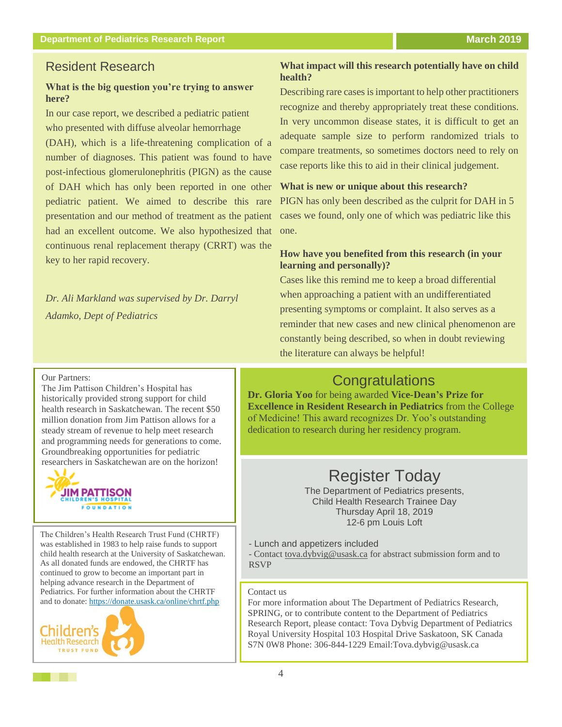## Resident Research

**What is the big question you're trying to answer here?**

In our case report, we described a pediatric patient who presented with diffuse alveolar hemorrhage (DAH), which is a life-threatening complication of a number of diagnoses. This patient was found to have post-infectious glomerulonephritis (PIGN) as the cause of DAH which has only been reported in one other pediatric patient. We aimed to describe this rare presentation and our method of treatment as the patient had an excellent outcome. We also hypothesized that continuous renal replacement therapy (CRRT) was the key to her rapid recovery.

*Dr. Ali Markland was supervised by Dr. Darryl Adamko, Dept of Pediatrics*

**What impact will this research potentially have on child health?**

Describing rare cases is important to help other practitioners recognize and thereby appropriately treat these conditions. In very uncommon disease states, it is difficult to get an adequate sample size to perform randomized trials to compare treatments, so sometimes doctors need to rely on case reports like this to aid in their clinical judgement.

**What is new or unique about this research?**

PIGN has only been described as the culprit for DAH in 5 cases we found, only one of which was pediatric like this one.

**How have you benefited from this research (in your learning and personally)?**

Cases like this remind me to keep a broad differential when approaching a patient with an undifferentiated presenting symptoms or complaint. It also serves as a reminder that new cases and new clinical phenomenon are constantly being described, so when in doubt reviewing the literature can always be helpful!

Our Partners:

The Jim Pattison Children's Hospital has historically provided strong support for child health research in Saskatchewan. The recent $50 million donation from Jim Pattison allows for a steady stream of revenue to help meet research and programming needs for generations to come. Groundbreaking opportunities for pediatric researchers in Saskatchewan are on the horizon!

JIM PATTISON CHILDREN'S HOSPITAL FOUNDATION

The Children's Health Research Trust Fund (CHRTF) was established in 1983 to help raise funds to support child health research at the University of Saskatchewan. As all donated funds are endowed, the CHRTF has continued to grow to become an important part in helping advance research in the Department of Pediatrics. For further information about the CHRTF and to donate: https://donate.usask.ca/online/chrtf.php

Children's Health Research TRUST FUND

## Congratulations

**Dr. Gloria Yoo** for being awarded **Vice-Dean's Prize for Excellence in Resident Research in Pediatrics** from the College of Medicine! This award recognizes Dr. Yoo's outstanding dedication to research during her residency program.

## Register Today

The Department of Pediatrics presents,
Child Health Research Trainee Day
Thursday April 18, 2019
12-6 pm Louis Loft

- Lunch and appetizers included
- Contact tova.dybvig@usask.ca for abstract submission form and to RSVP

Contact us

For more information about The Department of Pediatrics Research, SPRING, or to contribute content to the Department of Pediatrics Research Report, please contact: Tova Dybvig Department of Pediatrics Royal University Hospital 103 Hospital Drive Saskatoon, SK Canada S7N 0W8 Phone: 306-844-1229 Email:Tova.dybvig@usask.ca